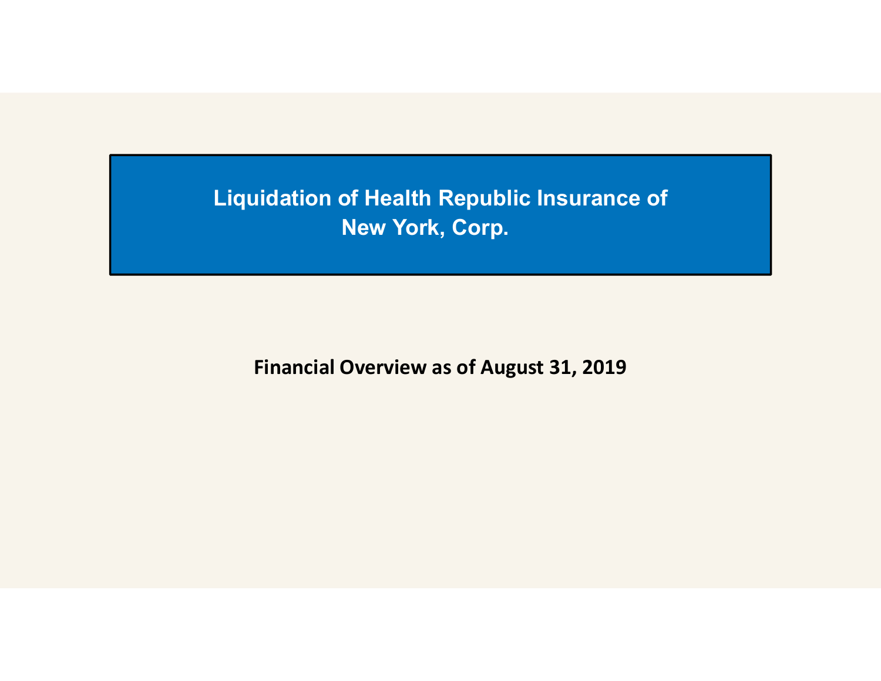# Liquidation of Health Republic Insurance of New York, Corp.

**Financial Overview as of August 31, 2019**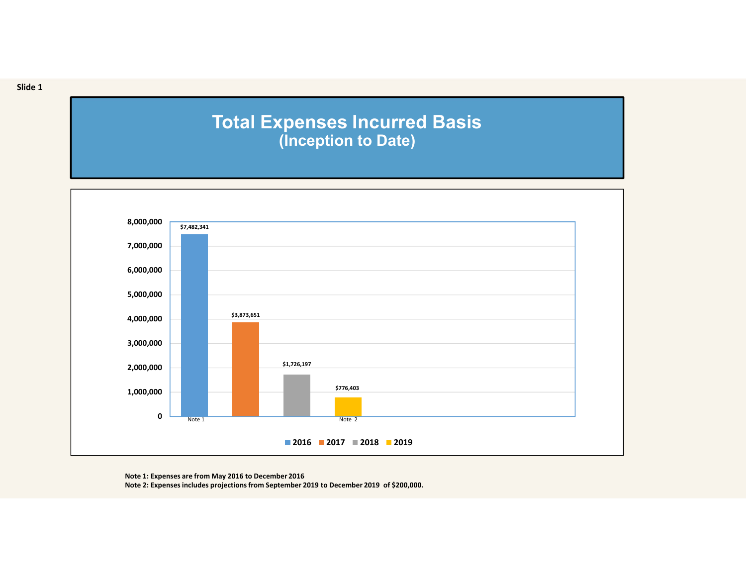Slide 1

# Total Expenses Incurred Basis
## (Inception to Date)

| Year | Total Expenses |
|---|---|
| 2016 (Note 1) | $7,482,341 |
| 2017 | $3,873,651 |
| 2018 | $1,726,197 |
| 2019 (Note 2) | $776,403 |

**Note 1: Expenses are from May 2016 to December 2016**
**Note 2: Expenses includes projections from September 2019 to December 2019 of $200,000.**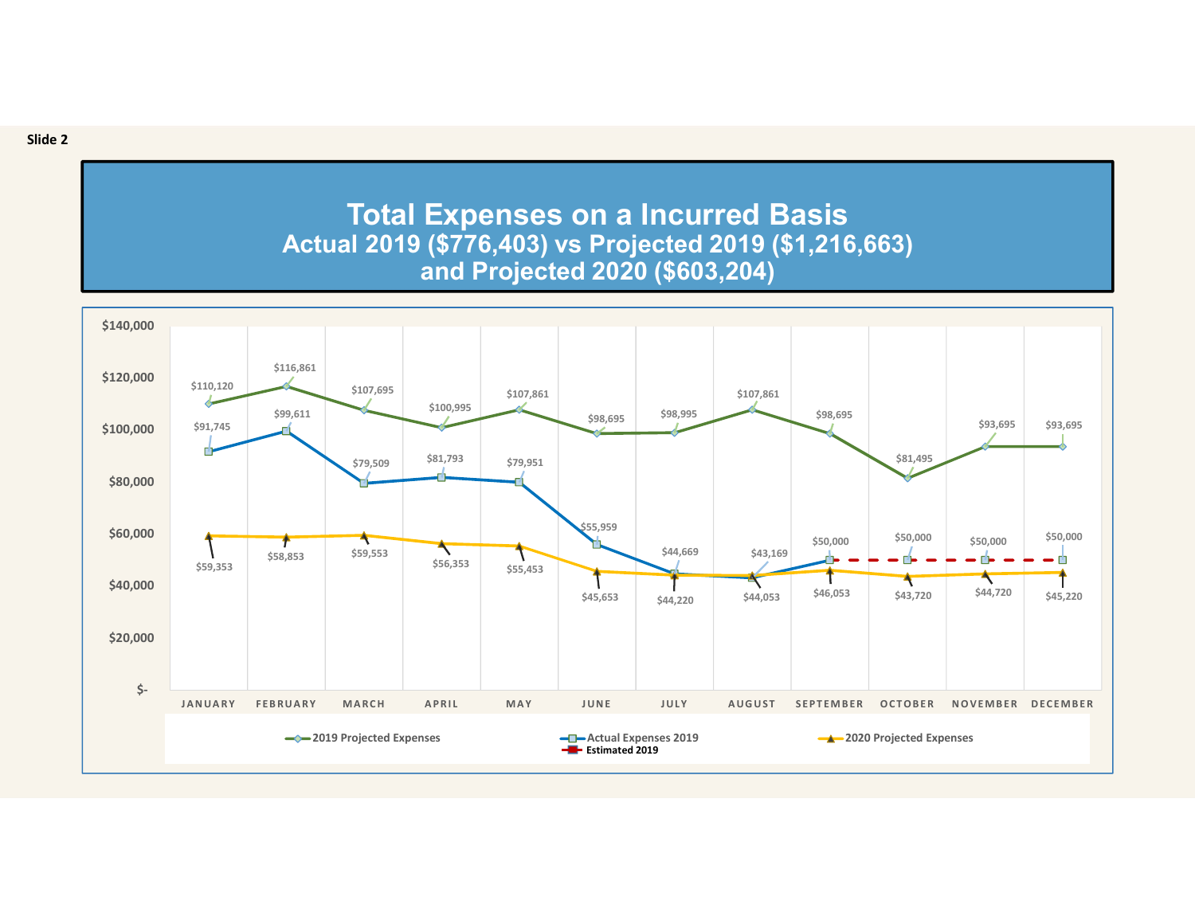Slide 2

# Total Expenses on a Incurred Basis
## Actual 2019 ($776,403) vs Projected 2019 ($1,216,663) and Projected 2020 ($603,204)

| Month | 2019 Projected Expenses | Actual Expenses 2019 | Estimated 2019 | 2020 Projected Expenses |
|---|---|---|---|---|
| JANUARY | $110,120 | $91,745 | | $59,353 |
| FEBRUARY | $116,861 | $99,611 | | $58,853 |
| MARCH | $107,695 | $79,509 | | $59,553 |
| APRIL | $100,995 | $81,793 | | $56,353 |
| MAY | $107,861 | $79,951 | | $55,453 |
| JUNE | $98,695 | $55,959 | | $45,653 |
| JULY | $98,995 | $44,669 | | $44,220 |
| AUGUST | $107,861 | $43,169 | | $44,053 |
| SEPTEMBER | $98,695 | $50,000 | | $46,053 |
| OCTOBER | $81,495 | | $50,000 | $43,720 |
| NOVEMBER | $93,695 | | $50,000 | $44,720 |
| DECEMBER | $93,695 | | $50,000 | $45,220 |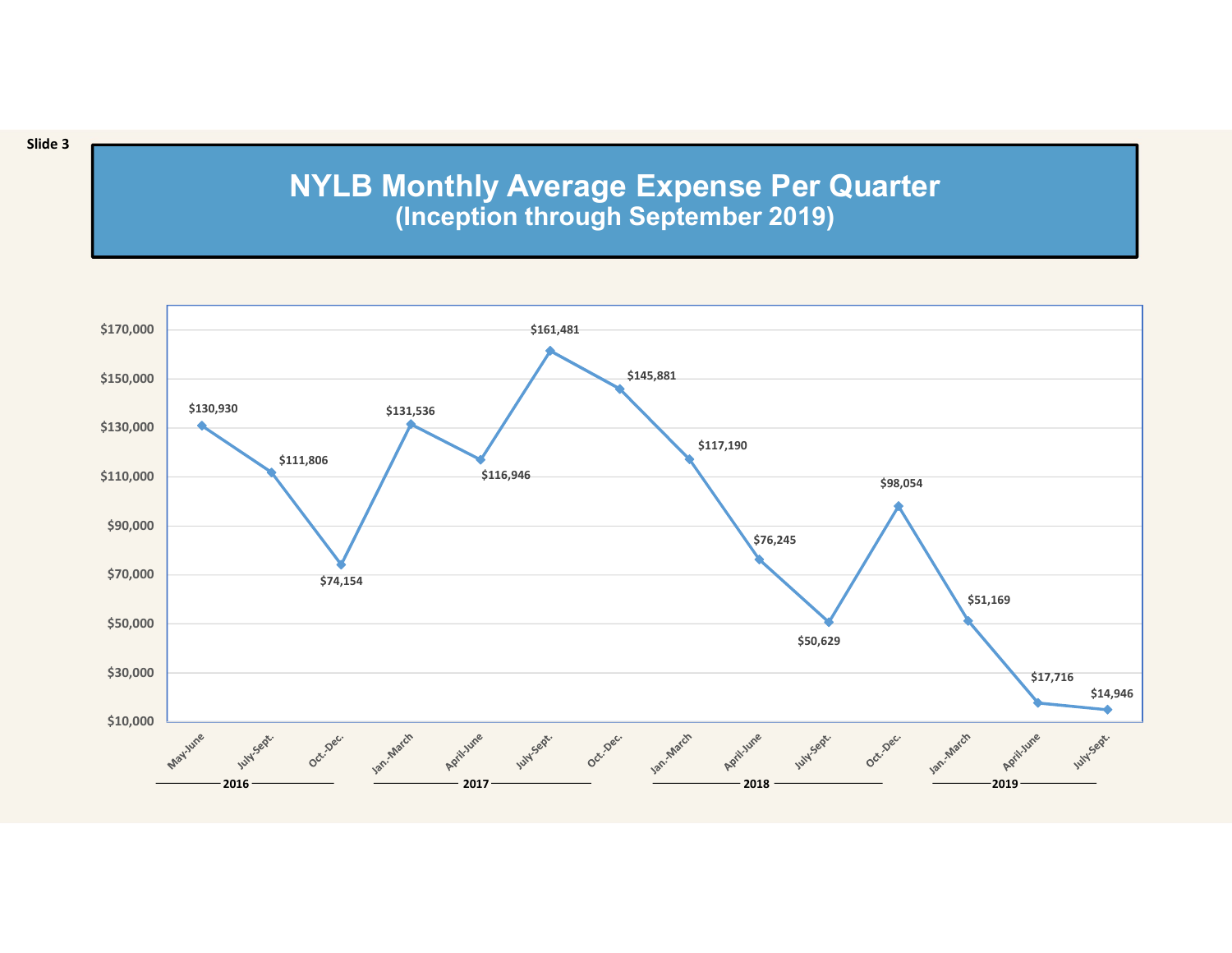Slide 3

# NYLB Monthly Average Expense Per Quarter
## (Inception through September 2019)

| Year | Quarter | Monthly Average Expense |
|---|---|---|
| 2016 | May-June | $130,930 |
| 2016 | July-Sept. | $111,806 |
| 2016 | Oct.-Dec. | $74,154 |
| 2017 | Jan.-March | $131,536 |
| 2017 | April-June | $116,946 |
| 2017 | July-Sept. | $161,481 |
| 2017 | Oct.-Dec. | $145,881 |
| 2018 | Jan.-March | $117,190 |
| 2018 | April-June | $76,245 |
| 2018 | July-Sept. | $50,629 |
| 2018 | Oct.-Dec. | $98,054 |
| 2019 | Jan.-March | $51,169 |
| 2019 | April-June | $17,716 |
| 2019 | July-Sept. | $14,946 |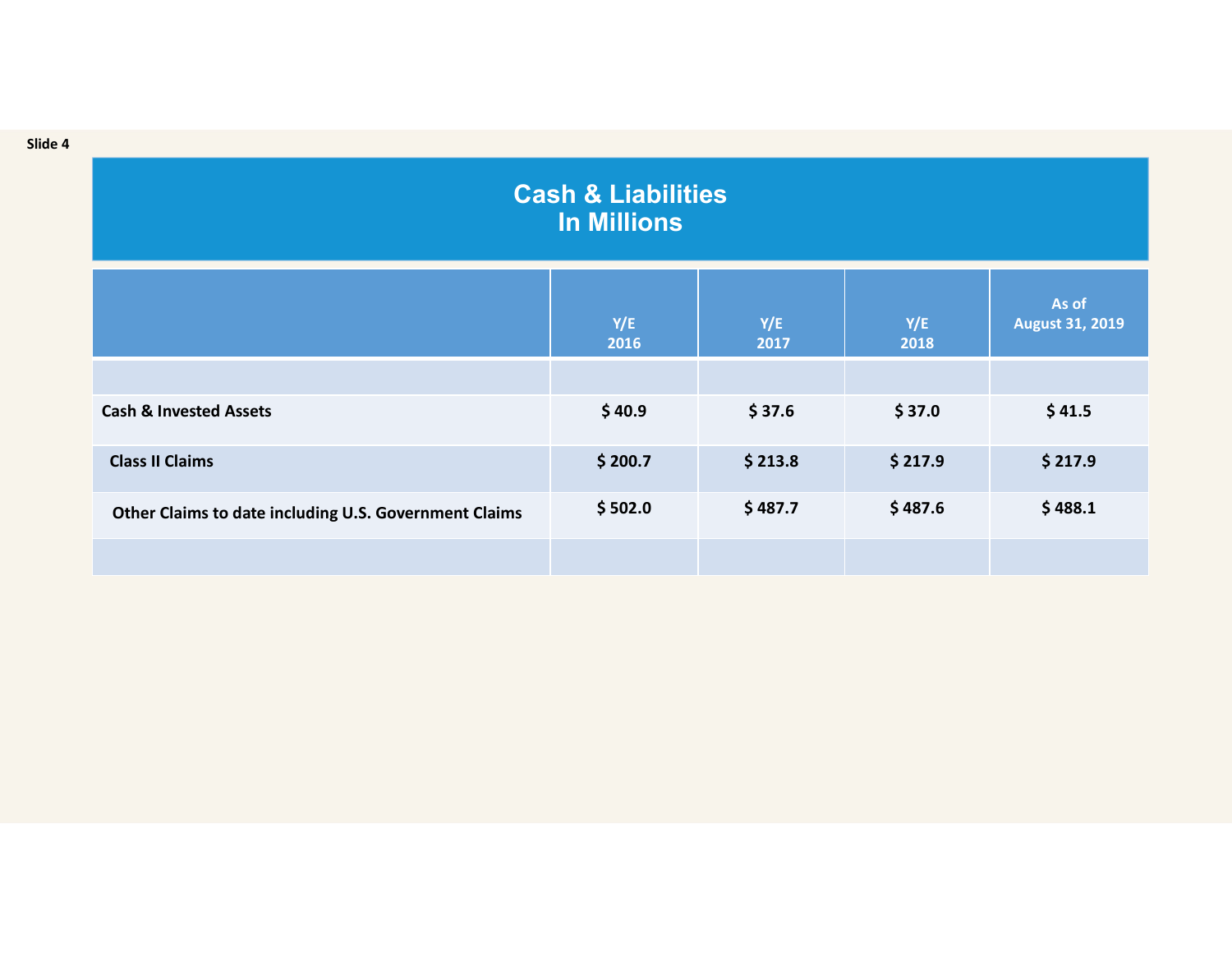Slide 4

# Cash & Liabilities
## In Millions

| | Y/E 2016 | Y/E 2017 | Y/E 2018 | As of August 31, 2019 |
|---|---|---|---|---|
| | | | | |
| **Cash & Invested Assets** | **$ 40.9** | **$ 37.6** | **$ 37.0** | **$ 41.5** |
| **Class II Claims** | **$ 200.7** | **$ 213.8** | **$ 217.9** | **$ 217.9** |
| **Other Claims to date including U.S. Government Claims** | **$ 502.0** | **$ 487.7** | **$ 487.6** | **$ 488.1** |
| | | | | |